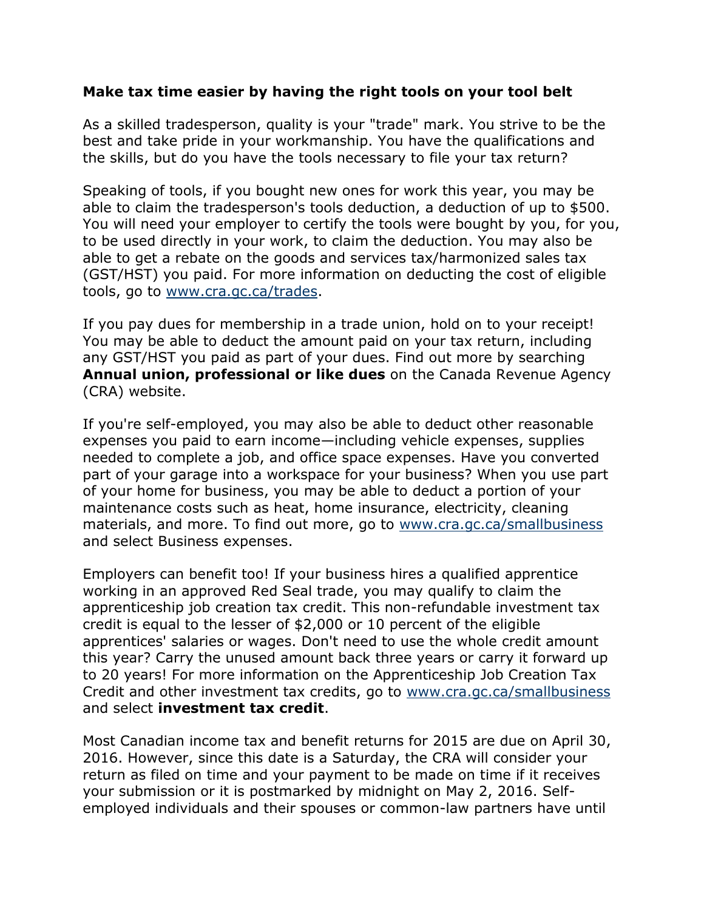**Make tax time easier by having the right tools on your tool belt**

As a skilled tradesperson, quality is your "trade" mark. You strive to be the best and take pride in your workmanship. You have the qualifications and the skills, but do you have the tools necessary to file your tax return?

Speaking of tools, if you bought new ones for work this year, you may be able to claim the tradesperson's tools deduction, a deduction of up to $500. You will need your employer to certify the tools were bought by you, for you, to be used directly in your work, to claim the deduction. You may also be able to get a rebate on the goods and services tax/harmonized sales tax (GST/HST) you paid. For more information on deducting the cost of eligible tools, go to [www.cra.gc.ca/trades](http://www.cra.gc.ca/trades).

If you pay dues for membership in a trade union, hold on to your receipt! You may be able to deduct the amount paid on your tax return, including any GST/HST you paid as part of your dues. Find out more by searching **Annual union, professional or like dues** on the Canada Revenue Agency (CRA) website.

If you're self-employed, you may also be able to deduct other reasonable expenses you paid to earn income—including vehicle expenses, supplies needed to complete a job, and office space expenses. Have you converted part of your garage into a workspace for your business? When you use part of your home for business, you may be able to deduct a portion of your maintenance costs such as heat, home insurance, electricity, cleaning materials, and more. To find out more, go to [www.cra.gc.ca/smallbusiness](http://www.cra.gc.ca/smallbusiness) and select Business expenses.

Employers can benefit too! If your business hires a qualified apprentice working in an approved Red Seal trade, you may qualify to claim the apprenticeship job creation tax credit. This non-refundable investment tax credit is equal to the lesser of $2,000 or 10 percent of the eligible apprentices' salaries or wages. Don't need to use the whole credit amount this year? Carry the unused amount back three years or carry it forward up to 20 years! For more information on the Apprenticeship Job Creation Tax Credit and other investment tax credits, go to [www.cra.gc.ca/smallbusiness](http://www.cra.gc.ca/smallbusiness) and select **investment tax credit**.

Most Canadian income tax and benefit returns for 2015 are due on April 30, 2016. However, since this date is a Saturday, the CRA will consider your return as filed on time and your payment to be made on time if it receives your submission or it is postmarked by midnight on May 2, 2016. Self-employed individuals and their spouses or common-law partners have until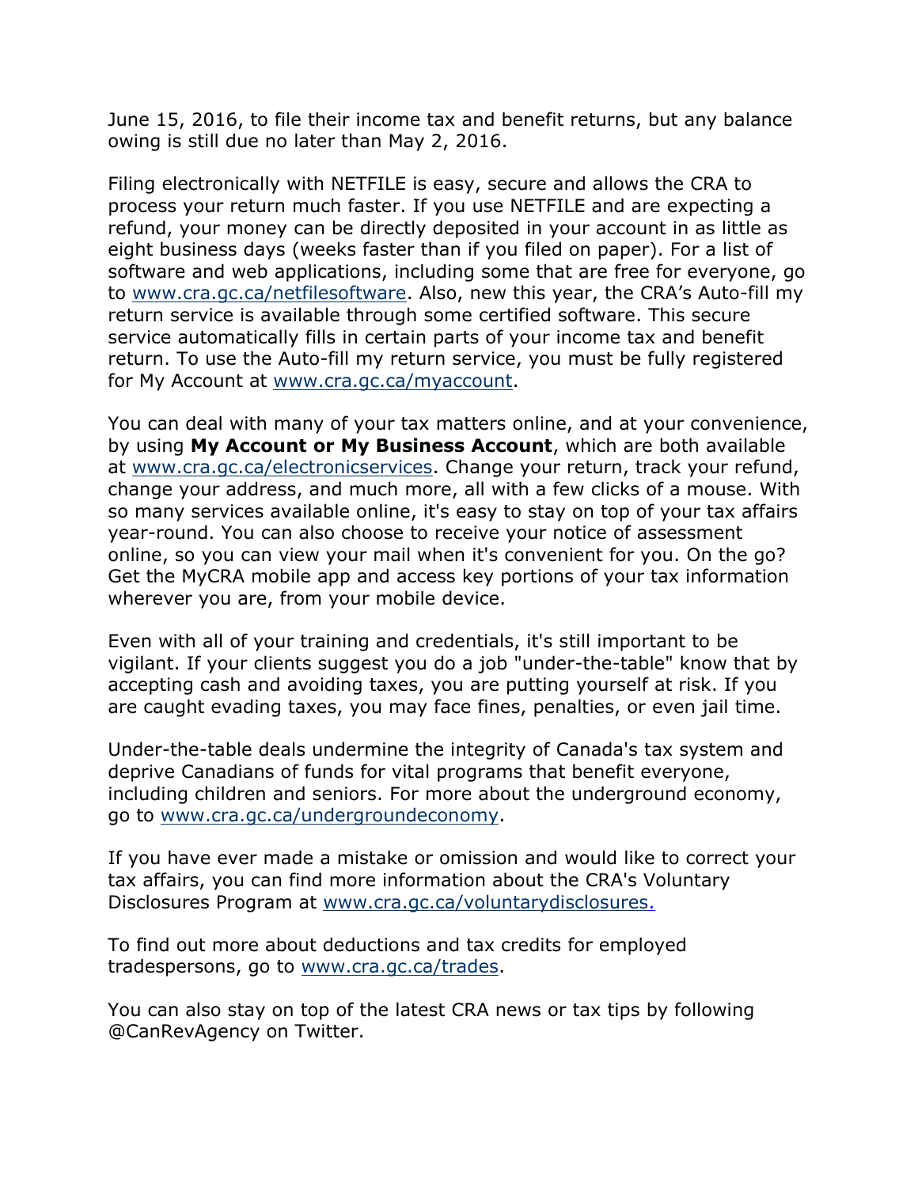June 15, 2016, to file their income tax and benefit returns, but any balance owing is still due no later than May 2, 2016.

Filing electronically with NETFILE is easy, secure and allows the CRA to process your return much faster. If you use NETFILE and are expecting a refund, your money can be directly deposited in your account in as little as eight business days (weeks faster than if you filed on paper). For a list of software and web applications, including some that are free for everyone, go to www.cra.gc.ca/netfilesoftware. Also, new this year, the CRA's Auto-fill my return service is available through some certified software. This secure service automatically fills in certain parts of your income tax and benefit return. To use the Auto-fill my return service, you must be fully registered for My Account at www.cra.gc.ca/myaccount.

You can deal with many of your tax matters online, and at your convenience, by using **My Account or My Business Account**, which are both available at www.cra.gc.ca/electronicservices. Change your return, track your refund, change your address, and much more, all with a few clicks of a mouse. With so many services available online, it's easy to stay on top of your tax affairs year-round. You can also choose to receive your notice of assessment online, so you can view your mail when it's convenient for you. On the go? Get the MyCRA mobile app and access key portions of your tax information wherever you are, from your mobile device.

Even with all of your training and credentials, it's still important to be vigilant. If your clients suggest you do a job "under-the-table" know that by accepting cash and avoiding taxes, you are putting yourself at risk. If you are caught evading taxes, you may face fines, penalties, or even jail time.

Under-the-table deals undermine the integrity of Canada's tax system and deprive Canadians of funds for vital programs that benefit everyone, including children and seniors. For more about the underground economy, go to www.cra.gc.ca/undergroundeconomy.

If you have ever made a mistake or omission and would like to correct your tax affairs, you can find more information about the CRA's Voluntary Disclosures Program at www.cra.gc.ca/voluntarydisclosures.

To find out more about deductions and tax credits for employed tradespersons, go to www.cra.gc.ca/trades.

You can also stay on top of the latest CRA news or tax tips by following @CanRevAgency on Twitter.